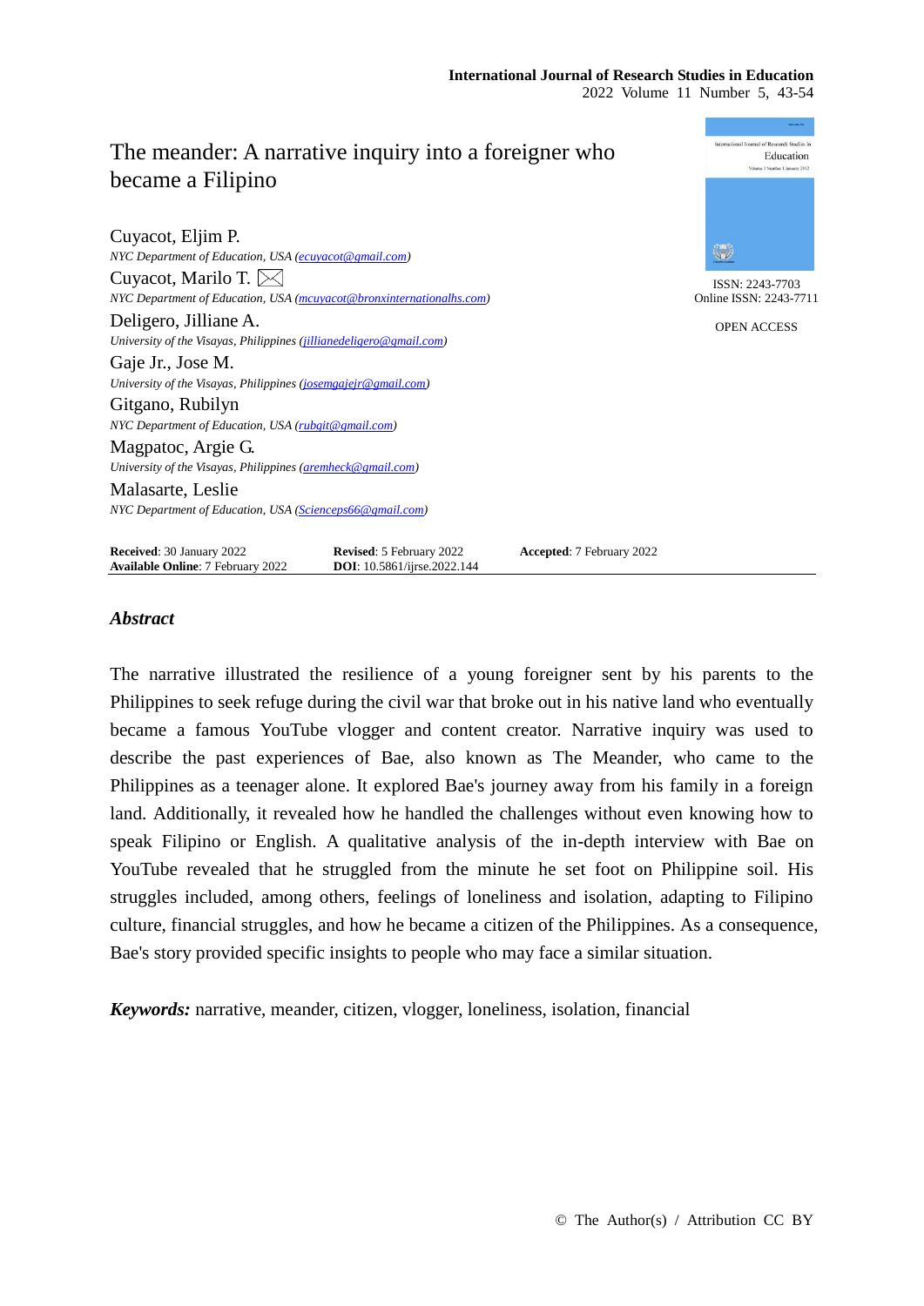# The meander: A narrative inquiry into a foreigner who became a Filipino

Cuyacot, Eljim P.
*NYC Department of Education, USA (ecuyacot@gmail.com)*

Cuyacot, Marilo T.
*NYC Department of Education, USA (mcuyacot@bronxinternationalhs.com)*

Deligero, Jilliane A.
*University of the Visayas, Philippines (jillianedeligero@gmail.com)*

Gaje Jr., Jose M.
*University of the Visayas, Philippines (josemgajejr@gmail.com)*

Gitgano, Rubilyn
*NYC Department of Education, USA (rubgit@gmail.com)*

Magpatoc, Argie G.
*University of the Visayas, Philippines (aremheck@gmail.com)*

Malasarte, Leslie
*NYC Department of Education, USA (Scienceps66@gmail.com)*

ISSN: 2243-7703
Online ISSN: 2243-7711

OPEN ACCESS

**Received**: 30 January 2022 **Revised**: 5 February 2022 **Accepted**: 7 February 2022
**Available Online**: 7 February 2022 **DOI**: 10.5861/ijrse.2022.144

## *Abstract*

The narrative illustrated the resilience of a young foreigner sent by his parents to the Philippines to seek refuge during the civil war that broke out in his native land who eventually became a famous YouTube vlogger and content creator. Narrative inquiry was used to describe the past experiences of Bae, also known as The Meander, who came to the Philippines as a teenager alone. It explored Bae's journey away from his family in a foreign land. Additionally, it revealed how he handled the challenges without even knowing how to speak Filipino or English. A qualitative analysis of the in-depth interview with Bae on YouTube revealed that he struggled from the minute he set foot on Philippine soil. His struggles included, among others, feelings of loneliness and isolation, adapting to Filipino culture, financial struggles, and how he became a citizen of the Philippines. As a consequence, Bae's story provided specific insights to people who may face a similar situation.

***Keywords:*** narrative, meander, citizen, vlogger, loneliness, isolation, financial

© The Author(s) / Attribution CC BY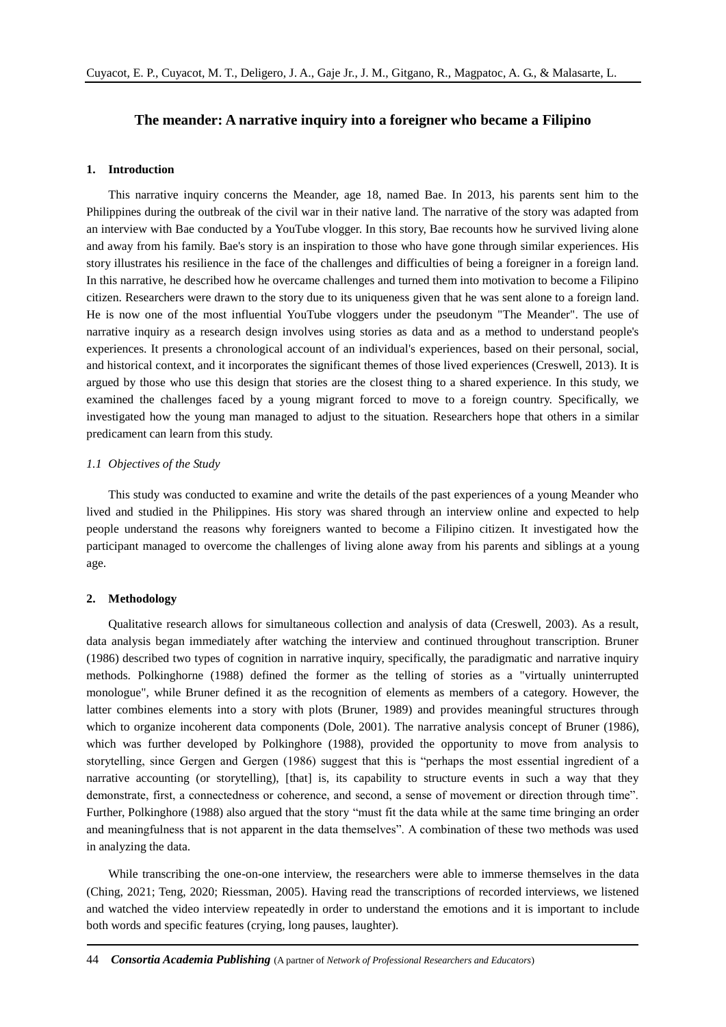## The meander: A narrative inquiry into a foreigner who became a Filipino

### 1. Introduction

This narrative inquiry concerns the Meander, age 18, named Bae. In 2013, his parents sent him to the Philippines during the outbreak of the civil war in their native land. The narrative of the story was adapted from an interview with Bae conducted by a YouTube vlogger. In this story, Bae recounts how he survived living alone and away from his family. Bae's story is an inspiration to those who have gone through similar experiences. His story illustrates his resilience in the face of the challenges and difficulties of being a foreigner in a foreign land. In this narrative, he described how he overcame challenges and turned them into motivation to become a Filipino citizen. Researchers were drawn to the story due to its uniqueness given that he was sent alone to a foreign land. He is now one of the most influential YouTube vloggers under the pseudonym "The Meander". The use of narrative inquiry as a research design involves using stories as data and as a method to understand people's experiences. It presents a chronological account of an individual's experiences, based on their personal, social, and historical context, and it incorporates the significant themes of those lived experiences (Creswell, 2013). It is argued by those who use this design that stories are the closest thing to a shared experience. In this study, we examined the challenges faced by a young migrant forced to move to a foreign country. Specifically, we investigated how the young man managed to adjust to the situation. Researchers hope that others in a similar predicament can learn from this study.

#### *1.1 Objectives of the Study*

This study was conducted to examine and write the details of the past experiences of a young Meander who lived and studied in the Philippines. His story was shared through an interview online and expected to help people understand the reasons why foreigners wanted to become a Filipino citizen. It investigated how the participant managed to overcome the challenges of living alone away from his parents and siblings at a young age.

### 2. Methodology

Qualitative research allows for simultaneous collection and analysis of data (Creswell, 2003). As a result, data analysis began immediately after watching the interview and continued throughout transcription. Bruner (1986) described two types of cognition in narrative inquiry, specifically, the paradigmatic and narrative inquiry methods. Polkinghorne (1988) defined the former as the telling of stories as a "virtually uninterrupted monologue", while Bruner defined it as the recognition of elements as members of a category. However, the latter combines elements into a story with plots (Bruner, 1989) and provides meaningful structures through which to organize incoherent data components (Dole, 2001). The narrative analysis concept of Bruner (1986), which was further developed by Polkinghore (1988), provided the opportunity to move from analysis to storytelling, since Gergen and Gergen (1986) suggest that this is "perhaps the most essential ingredient of a narrative accounting (or storytelling), [that] is, its capability to structure events in such a way that they demonstrate, first, a connectedness or coherence, and second, a sense of movement or direction through time". Further, Polkinghore (1988) also argued that the story "must fit the data while at the same time bringing an order and meaningfulness that is not apparent in the data themselves". A combination of these two methods was used in analyzing the data.

While transcribing the one-on-one interview, the researchers were able to immerse themselves in the data (Ching, 2021; Teng, 2020; Riessman, 2005). Having read the transcriptions of recorded interviews, we listened and watched the video interview repeatedly in order to understand the emotions and it is important to include both words and specific features (crying, long pauses, laughter).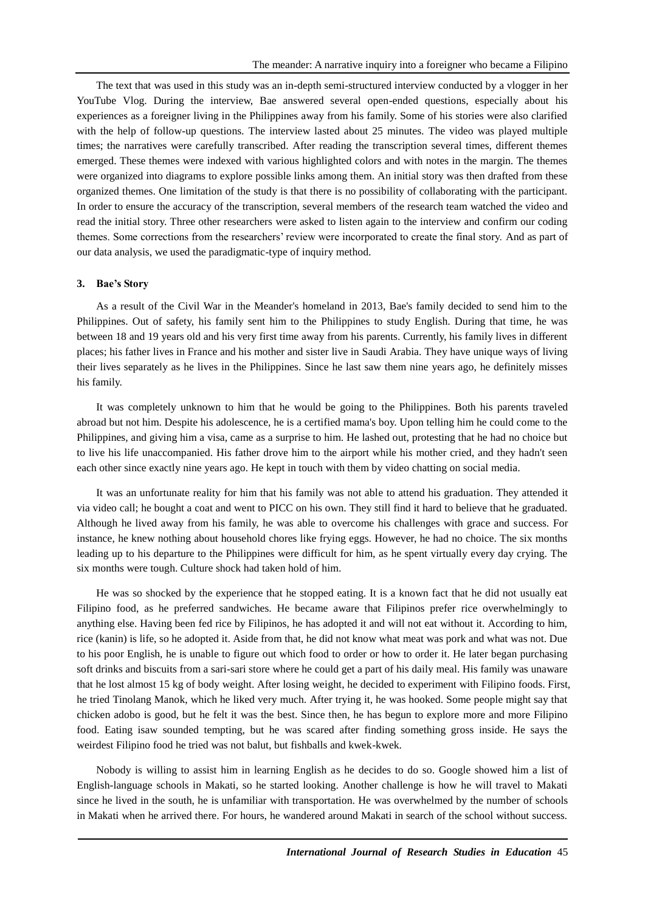The text that was used in this study was an in-depth semi-structured interview conducted by a vlogger in her YouTube Vlog. During the interview, Bae answered several open-ended questions, especially about his experiences as a foreigner living in the Philippines away from his family. Some of his stories were also clarified with the help of follow-up questions. The interview lasted about 25 minutes. The video was played multiple times; the narratives were carefully transcribed. After reading the transcription several times, different themes emerged. These themes were indexed with various highlighted colors and with notes in the margin. The themes were organized into diagrams to explore possible links among them. An initial story was then drafted from these organized themes. One limitation of the study is that there is no possibility of collaborating with the participant. In order to ensure the accuracy of the transcription, several members of the research team watched the video and read the initial story. Three other researchers were asked to listen again to the interview and confirm our coding themes. Some corrections from the researchers' review were incorporated to create the final story. And as part of our data analysis, we used the paradigmatic-type of inquiry method.

## 3. Bae's Story

As a result of the Civil War in the Meander's homeland in 2013, Bae's family decided to send him to the Philippines. Out of safety, his family sent him to the Philippines to study English. During that time, he was between 18 and 19 years old and his very first time away from his parents. Currently, his family lives in different places; his father lives in France and his mother and sister live in Saudi Arabia. They have unique ways of living their lives separately as he lives in the Philippines. Since he last saw them nine years ago, he definitely misses his family.

It was completely unknown to him that he would be going to the Philippines. Both his parents traveled abroad but not him. Despite his adolescence, he is a certified mama's boy. Upon telling him he could come to the Philippines, and giving him a visa, came as a surprise to him. He lashed out, protesting that he had no choice but to live his life unaccompanied. His father drove him to the airport while his mother cried, and they hadn't seen each other since exactly nine years ago. He kept in touch with them by video chatting on social media.

It was an unfortunate reality for him that his family was not able to attend his graduation. They attended it via video call; he bought a coat and went to PICC on his own. They still find it hard to believe that he graduated. Although he lived away from his family, he was able to overcome his challenges with grace and success. For instance, he knew nothing about household chores like frying eggs. However, he had no choice. The six months leading up to his departure to the Philippines were difficult for him, as he spent virtually every day crying. The six months were tough. Culture shock had taken hold of him.

He was so shocked by the experience that he stopped eating. It is a known fact that he did not usually eat Filipino food, as he preferred sandwiches. He became aware that Filipinos prefer rice overwhelmingly to anything else. Having been fed rice by Filipinos, he has adopted it and will not eat without it. According to him, rice (kanin) is life, so he adopted it. Aside from that, he did not know what meat was pork and what was not. Due to his poor English, he is unable to figure out which food to order or how to order it. He later began purchasing soft drinks and biscuits from a sari-sari store where he could get a part of his daily meal. His family was unaware that he lost almost 15 kg of body weight. After losing weight, he decided to experiment with Filipino foods. First, he tried Tinolang Manok, which he liked very much. After trying it, he was hooked. Some people might say that chicken adobo is good, but he felt it was the best. Since then, he has begun to explore more and more Filipino food. Eating isaw sounded tempting, but he was scared after finding something gross inside. He says the weirdest Filipino food he tried was not balut, but fishballs and kwek-kwek.

Nobody is willing to assist him in learning English as he decides to do so. Google showed him a list of English-language schools in Makati, so he started looking. Another challenge is how he will travel to Makati since he lived in the south, he is unfamiliar with transportation. He was overwhelmed by the number of schools in Makati when he arrived there. For hours, he wandered around Makati in search of the school without success.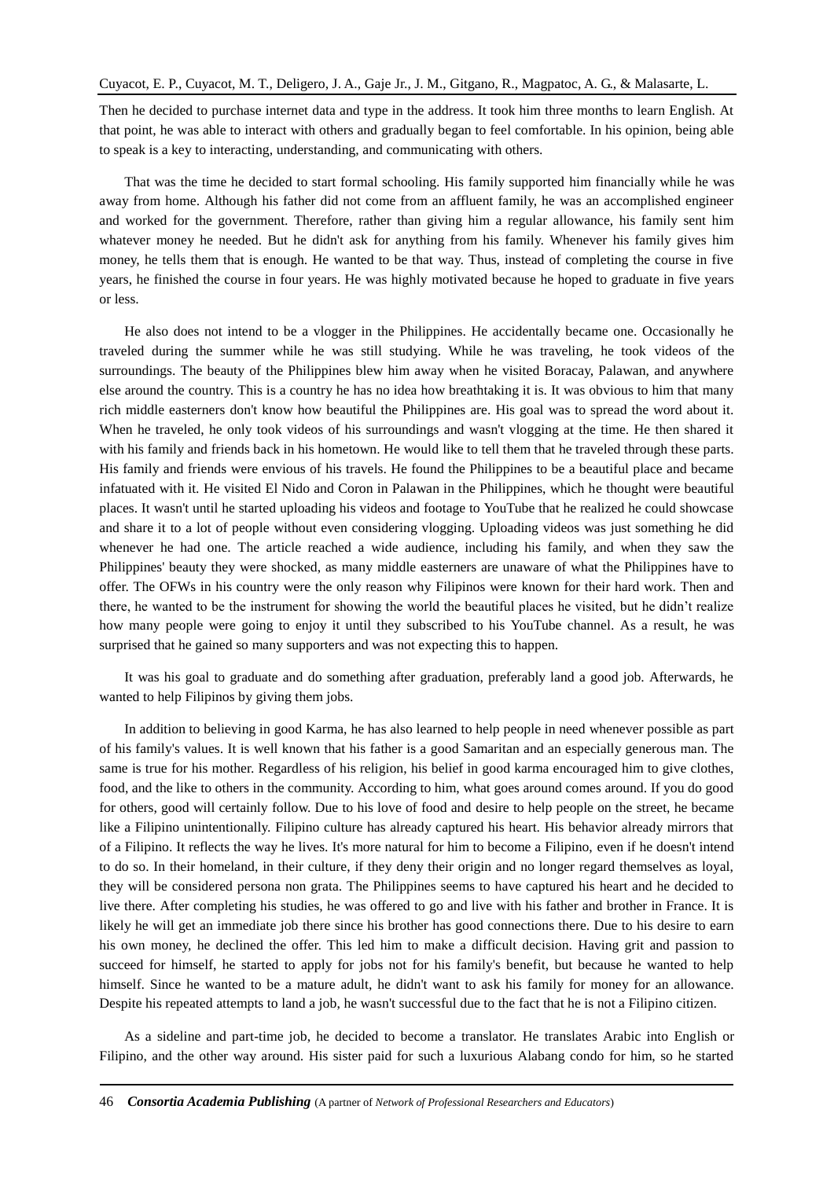Then he decided to purchase internet data and type in the address. It took him three months to learn English. At that point, he was able to interact with others and gradually began to feel comfortable. In his opinion, being able to speak is a key to interacting, understanding, and communicating with others.

That was the time he decided to start formal schooling. His family supported him financially while he was away from home. Although his father did not come from an affluent family, he was an accomplished engineer and worked for the government. Therefore, rather than giving him a regular allowance, his family sent him whatever money he needed. But he didn't ask for anything from his family. Whenever his family gives him money, he tells them that is enough. He wanted to be that way. Thus, instead of completing the course in five years, he finished the course in four years. He was highly motivated because he hoped to graduate in five years or less.

He also does not intend to be a vlogger in the Philippines. He accidentally became one. Occasionally he traveled during the summer while he was still studying. While he was traveling, he took videos of the surroundings. The beauty of the Philippines blew him away when he visited Boracay, Palawan, and anywhere else around the country. This is a country he has no idea how breathtaking it is. It was obvious to him that many rich middle easterners don't know how beautiful the Philippines are. His goal was to spread the word about it. When he traveled, he only took videos of his surroundings and wasn't vlogging at the time. He then shared it with his family and friends back in his hometown. He would like to tell them that he traveled through these parts. His family and friends were envious of his travels. He found the Philippines to be a beautiful place and became infatuated with it. He visited El Nido and Coron in Palawan in the Philippines, which he thought were beautiful places. It wasn't until he started uploading his videos and footage to YouTube that he realized he could showcase and share it to a lot of people without even considering vlogging. Uploading videos was just something he did whenever he had one. The article reached a wide audience, including his family, and when they saw the Philippines' beauty they were shocked, as many middle easterners are unaware of what the Philippines have to offer. The OFWs in his country were the only reason why Filipinos were known for their hard work. Then and there, he wanted to be the instrument for showing the world the beautiful places he visited, but he didn't realize how many people were going to enjoy it until they subscribed to his YouTube channel. As a result, he was surprised that he gained so many supporters and was not expecting this to happen.

It was his goal to graduate and do something after graduation, preferably land a good job. Afterwards, he wanted to help Filipinos by giving them jobs.

In addition to believing in good Karma, he has also learned to help people in need whenever possible as part of his family's values. It is well known that his father is a good Samaritan and an especially generous man. The same is true for his mother. Regardless of his religion, his belief in good karma encouraged him to give clothes, food, and the like to others in the community. According to him, what goes around comes around. If you do good for others, good will certainly follow. Due to his love of food and desire to help people on the street, he became like a Filipino unintentionally. Filipino culture has already captured his heart. His behavior already mirrors that of a Filipino. It reflects the way he lives. It's more natural for him to become a Filipino, even if he doesn't intend to do so. In their homeland, in their culture, if they deny their origin and no longer regard themselves as loyal, they will be considered persona non grata. The Philippines seems to have captured his heart and he decided to live there. After completing his studies, he was offered to go and live with his father and brother in France. It is likely he will get an immediate job there since his brother has good connections there. Due to his desire to earn his own money, he declined the offer. This led him to make a difficult decision. Having grit and passion to succeed for himself, he started to apply for jobs not for his family's benefit, but because he wanted to help himself. Since he wanted to be a mature adult, he didn't want to ask his family for money for an allowance. Despite his repeated attempts to land a job, he wasn't successful due to the fact that he is not a Filipino citizen.

As a sideline and part-time job, he decided to become a translator. He translates Arabic into English or Filipino, and the other way around. His sister paid for such a luxurious Alabang condo for him, so he started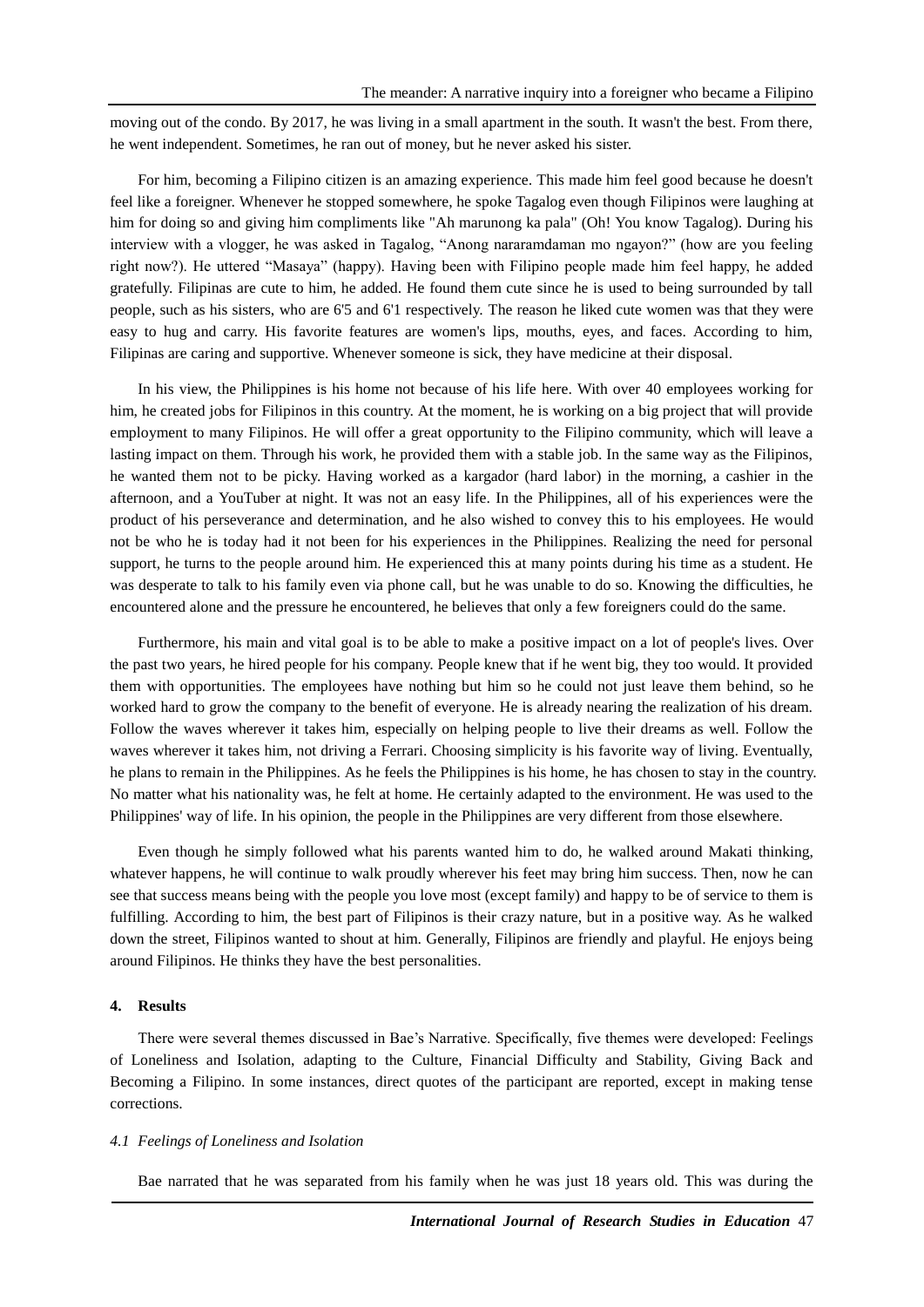moving out of the condo. By 2017, he was living in a small apartment in the south. It wasn't the best. From there, he went independent. Sometimes, he ran out of money, but he never asked his sister.

For him, becoming a Filipino citizen is an amazing experience. This made him feel good because he doesn't feel like a foreigner. Whenever he stopped somewhere, he spoke Tagalog even though Filipinos were laughing at him for doing so and giving him compliments like "Ah marunong ka pala" (Oh! You know Tagalog). During his interview with a vlogger, he was asked in Tagalog, "Anong nararamdaman mo ngayon?" (how are you feeling right now?). He uttered "Masaya" (happy). Having been with Filipino people made him feel happy, he added gratefully. Filipinas are cute to him, he added. He found them cute since he is used to being surrounded by tall people, such as his sisters, who are 6'5 and 6'1 respectively. The reason he liked cute women was that they were easy to hug and carry. His favorite features are women's lips, mouths, eyes, and faces. According to him, Filipinas are caring and supportive. Whenever someone is sick, they have medicine at their disposal.

In his view, the Philippines is his home not because of his life here. With over 40 employees working for him, he created jobs for Filipinos in this country. At the moment, he is working on a big project that will provide employment to many Filipinos. He will offer a great opportunity to the Filipino community, which will leave a lasting impact on them. Through his work, he provided them with a stable job. In the same way as the Filipinos, he wanted them not to be picky. Having worked as a kargador (hard labor) in the morning, a cashier in the afternoon, and a YouTuber at night. It was not an easy life. In the Philippines, all of his experiences were the product of his perseverance and determination, and he also wished to convey this to his employees. He would not be who he is today had it not been for his experiences in the Philippines. Realizing the need for personal support, he turns to the people around him. He experienced this at many points during his time as a student. He was desperate to talk to his family even via phone call, but he was unable to do so. Knowing the difficulties, he encountered alone and the pressure he encountered, he believes that only a few foreigners could do the same.

Furthermore, his main and vital goal is to be able to make a positive impact on a lot of people's lives. Over the past two years, he hired people for his company. People knew that if he went big, they too would. It provided them with opportunities. The employees have nothing but him so he could not just leave them behind, so he worked hard to grow the company to the benefit of everyone. He is already nearing the realization of his dream. Follow the waves wherever it takes him, especially on helping people to live their dreams as well. Follow the waves wherever it takes him, not driving a Ferrari. Choosing simplicity is his favorite way of living. Eventually, he plans to remain in the Philippines. As he feels the Philippines is his home, he has chosen to stay in the country. No matter what his nationality was, he felt at home. He certainly adapted to the environment. He was used to the Philippines' way of life. In his opinion, the people in the Philippines are very different from those elsewhere.

Even though he simply followed what his parents wanted him to do, he walked around Makati thinking, whatever happens, he will continue to walk proudly wherever his feet may bring him success. Then, now he can see that success means being with the people you love most (except family) and happy to be of service to them is fulfilling. According to him, the best part of Filipinos is their crazy nature, but in a positive way. As he walked down the street, Filipinos wanted to shout at him. Generally, Filipinos are friendly and playful. He enjoys being around Filipinos. He thinks they have the best personalities.

## 4. Results

There were several themes discussed in Bae's Narrative. Specifically, five themes were developed: Feelings of Loneliness and Isolation, adapting to the Culture, Financial Difficulty and Stability, Giving Back and Becoming a Filipino. In some instances, direct quotes of the participant are reported, except in making tense corrections.

### *4.1 Feelings of Loneliness and Isolation*

Bae narrated that he was separated from his family when he was just 18 years old. This was during the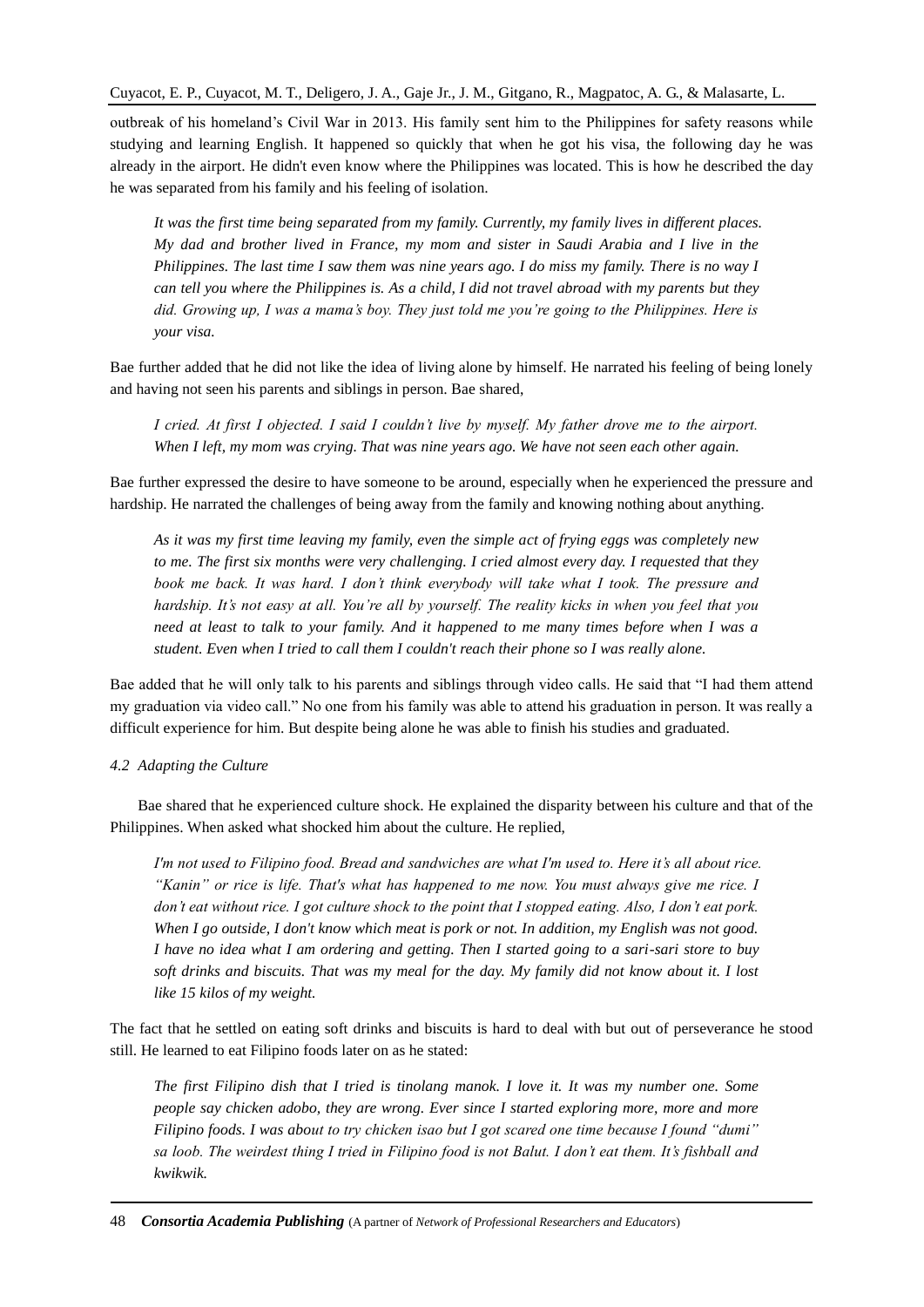outbreak of his homeland's Civil War in 2013. His family sent him to the Philippines for safety reasons while studying and learning English. It happened so quickly that when he got his visa, the following day he was already in the airport. He didn't even know where the Philippines was located. This is how he described the day he was separated from his family and his feeling of isolation.

> *It was the first time being separated from my family. Currently, my family lives in different places. My dad and brother lived in France, my mom and sister in Saudi Arabia and I live in the Philippines. The last time I saw them was nine years ago. I do miss my family. There is no way I can tell you where the Philippines is. As a child, I did not travel abroad with my parents but they did. Growing up, I was a mama's boy. They just told me you're going to the Philippines. Here is your visa.*

Bae further added that he did not like the idea of living alone by himself. He narrated his feeling of being lonely and having not seen his parents and siblings in person. Bae shared,

> *I cried. At first I objected. I said I couldn't live by myself. My father drove me to the airport. When I left, my mom was crying. That was nine years ago. We have not seen each other again.*

Bae further expressed the desire to have someone to be around, especially when he experienced the pressure and hardship. He narrated the challenges of being away from the family and knowing nothing about anything.

> *As it was my first time leaving my family, even the simple act of frying eggs was completely new to me. The first six months were very challenging. I cried almost every day. I requested that they book me back. It was hard. I don't think everybody will take what I took. The pressure and hardship. It's not easy at all. You're all by yourself. The reality kicks in when you feel that you need at least to talk to your family. And it happened to me many times before when I was a student. Even when I tried to call them I couldn't reach their phone so I was really alone.*

Bae added that he will only talk to his parents and siblings through video calls. He said that "I had them attend my graduation via video call." No one from his family was able to attend his graduation in person. It was really a difficult experience for him. But despite being alone he was able to finish his studies and graduated.

### *4.2 Adapting the Culture*

Bae shared that he experienced culture shock. He explained the disparity between his culture and that of the Philippines. When asked what shocked him about the culture. He replied,

> *I'm not used to Filipino food. Bread and sandwiches are what I'm used to. Here it's all about rice. "Kanin" or rice is life. That's what has happened to me now. You must always give me rice. I don't eat without rice. I got culture shock to the point that I stopped eating. Also, I don't eat pork. When I go outside, I don't know which meat is pork or not. In addition, my English was not good. I have no idea what I am ordering and getting. Then I started going to a sari-sari store to buy soft drinks and biscuits. That was my meal for the day. My family did not know about it. I lost like 15 kilos of my weight.*

The fact that he settled on eating soft drinks and biscuits is hard to deal with but out of perseverance he stood still. He learned to eat Filipino foods later on as he stated:

> *The first Filipino dish that I tried is tinolang manok. I love it. It was my number one. Some people say chicken adobo, they are wrong. Ever since I started exploring more, more and more Filipino foods. I was about to try chicken isao but I got scared one time because I found "dumi" sa loob. The weirdest thing I tried in Filipino food is not Balut. I don't eat them. It's fishball and kwikwik.*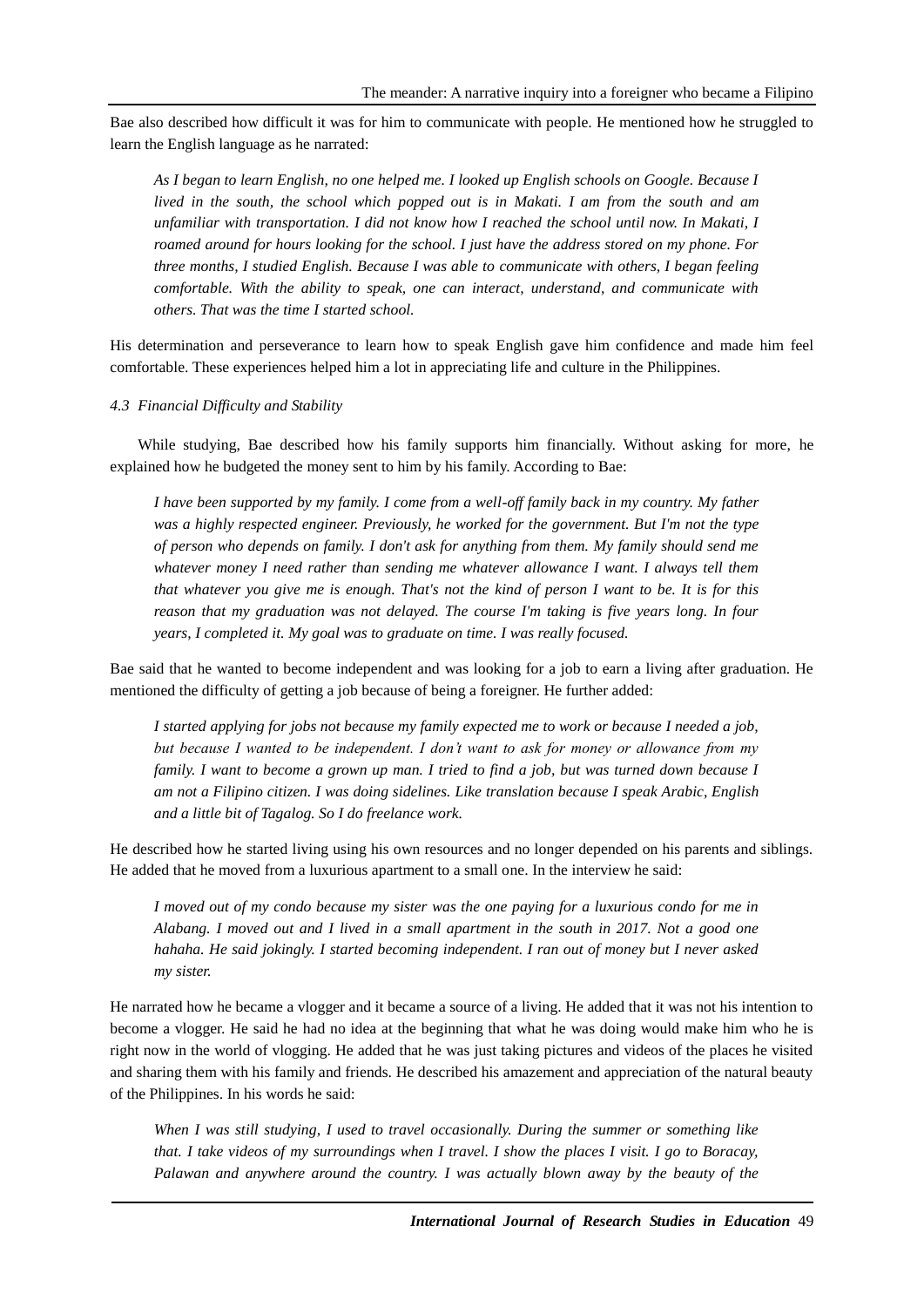Bae also described how difficult it was for him to communicate with people. He mentioned how he struggled to learn the English language as he narrated:

> *As I began to learn English, no one helped me. I looked up English schools on Google. Because I lived in the south, the school which popped out is in Makati. I am from the south and am unfamiliar with transportation. I did not know how I reached the school until now. In Makati, I roamed around for hours looking for the school. I just have the address stored on my phone. For three months, I studied English. Because I was able to communicate with others, I began feeling comfortable. With the ability to speak, one can interact, understand, and communicate with others. That was the time I started school.*

His determination and perseverance to learn how to speak English gave him confidence and made him feel comfortable. These experiences helped him a lot in appreciating life and culture in the Philippines.

### *4.3 Financial Difficulty and Stability*

While studying, Bae described how his family supports him financially. Without asking for more, he explained how he budgeted the money sent to him by his family. According to Bae:

> *I have been supported by my family. I come from a well-off family back in my country. My father was a highly respected engineer. Previously, he worked for the government. But I'm not the type of person who depends on family. I don't ask for anything from them. My family should send me whatever money I need rather than sending me whatever allowance I want. I always tell them that whatever you give me is enough. That's not the kind of person I want to be. It is for this reason that my graduation was not delayed. The course I'm taking is five years long. In four years, I completed it. My goal was to graduate on time. I was really focused.*

Bae said that he wanted to become independent and was looking for a job to earn a living after graduation. He mentioned the difficulty of getting a job because of being a foreigner. He further added:

> *I started applying for jobs not because my family expected me to work or because I needed a job, but because I wanted to be independent. I don't want to ask for money or allowance from my family. I want to become a grown up man. I tried to find a job, but was turned down because I am not a Filipino citizen. I was doing sidelines. Like translation because I speak Arabic, English and a little bit of Tagalog. So I do freelance work.*

He described how he started living using his own resources and no longer depended on his parents and siblings. He added that he moved from a luxurious apartment to a small one. In the interview he said:

> *I moved out of my condo because my sister was the one paying for a luxurious condo for me in Alabang. I moved out and I lived in a small apartment in the south in 2017. Not a good one hahaha. He said jokingly. I started becoming independent. I ran out of money but I never asked my sister.*

He narrated how he became a vlogger and it became a source of a living. He added that it was not his intention to become a vlogger. He said he had no idea at the beginning that what he was doing would make him who he is right now in the world of vlogging. He added that he was just taking pictures and videos of the places he visited and sharing them with his family and friends. He described his amazement and appreciation of the natural beauty of the Philippines. In his words he said:

> *When I was still studying, I used to travel occasionally. During the summer or something like that. I take videos of my surroundings when I travel. I show the places I visit. I go to Boracay, Palawan and anywhere around the country. I was actually blown away by the beauty of the*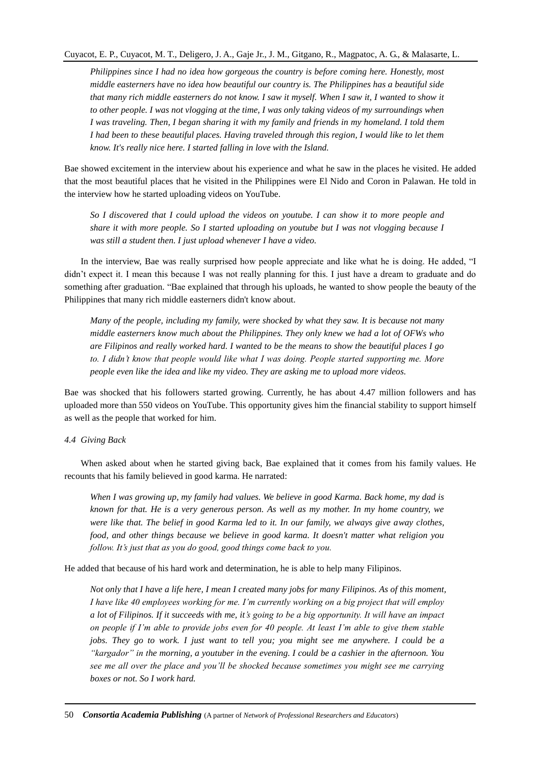> *Philippines since I had no idea how gorgeous the country is before coming here. Honestly, most middle easterners have no idea how beautiful our country is. The Philippines has a beautiful side that many rich middle easterners do not know. I saw it myself. When I saw it, I wanted to show it to other people. I was not vlogging at the time, I was only taking videos of my surroundings when I was traveling. Then, I began sharing it with my family and friends in my homeland. I told them I had been to these beautiful places. Having traveled through this region, I would like to let them know. It's really nice here. I started falling in love with the Island.*

Bae showed excitement in the interview about his experience and what he saw in the places he visited. He added that the most beautiful places that he visited in the Philippines were El Nido and Coron in Palawan. He told in the interview how he started uploading videos on YouTube.

> *So I discovered that I could upload the videos on youtube. I can show it to more people and share it with more people. So I started uploading on youtube but I was not vlogging because I was still a student then. I just upload whenever I have a video.*

In the interview, Bae was really surprised how people appreciate and like what he is doing. He added, "I didn't expect it. I mean this because I was not really planning for this. I just have a dream to graduate and do something after graduation. "Bae explained that through his uploads, he wanted to show people the beauty of the Philippines that many rich middle easterners didn't know about.

> *Many of the people, including my family, were shocked by what they saw. It is because not many middle easterners know much about the Philippines. They only knew we had a lot of OFWs who are Filipinos and really worked hard. I wanted to be the means to show the beautiful places I go to. I didn't know that people would like what I was doing. People started supporting me. More people even like the idea and like my video. They are asking me to upload more videos.*

Bae was shocked that his followers started growing. Currently, he has about 4.47 million followers and has uploaded more than 550 videos on YouTube. This opportunity gives him the financial stability to support himself as well as the people that worked for him.

### *4.4 Giving Back*

When asked about when he started giving back, Bae explained that it comes from his family values. He recounts that his family believed in good karma. He narrated:

> *When I was growing up, my family had values. We believe in good Karma. Back home, my dad is known for that. He is a very generous person. As well as my mother. In my home country, we were like that. The belief in good Karma led to it. In our family, we always give away clothes, food, and other things because we believe in good karma. It doesn't matter what religion you follow. It's just that as you do good, good things come back to you.*

He added that because of his hard work and determination, he is able to help many Filipinos.

> *Not only that I have a life here, I mean I created many jobs for many Filipinos. As of this moment, I have like 40 employees working for me. I'm currently working on a big project that will employ a lot of Filipinos. If it succeeds with me, it's going to be a big opportunity. It will have an impact on people if I'm able to provide jobs even for 40 people. At least I'm able to give them stable jobs. They go to work. I just want to tell you; you might see me anywhere. I could be a "kargador" in the morning, a youtuber in the evening. I could be a cashier in the afternoon. You see me all over the place and you'll be shocked because sometimes you might see me carrying boxes or not. So I work hard.*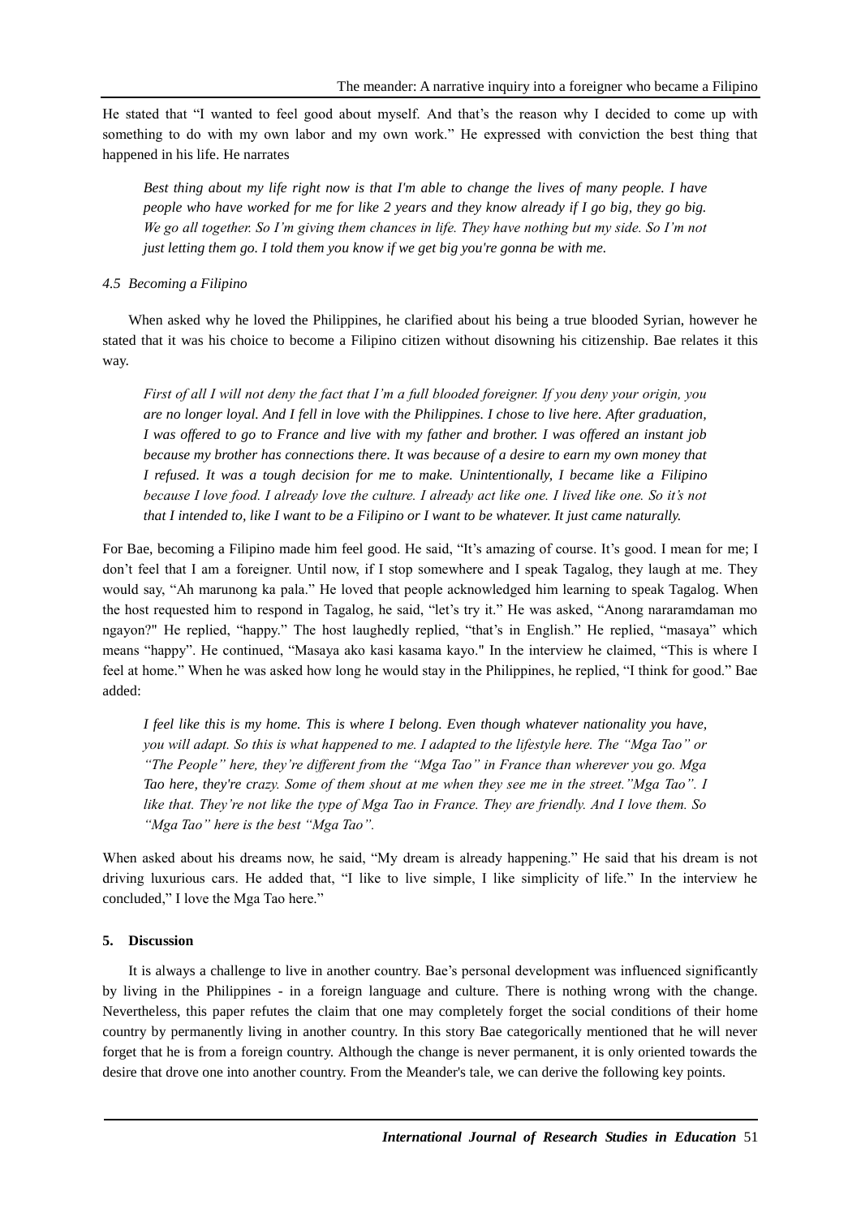He stated that "I wanted to feel good about myself. And that's the reason why I decided to come up with something to do with my own labor and my own work." He expressed with conviction the best thing that happened in his life. He narrates

> *Best thing about my life right now is that I'm able to change the lives of many people. I have people who have worked for me for like 2 years and they know already if I go big, they go big. We go all together. So I'm giving them chances in life. They have nothing but my side. So I'm not just letting them go. I told them you know if we get big you're gonna be with me.*

### *4.5 Becoming a Filipino*

When asked why he loved the Philippines, he clarified about his being a true blooded Syrian, however he stated that it was his choice to become a Filipino citizen without disowning his citizenship. Bae relates it this way.

> *First of all I will not deny the fact that I'm a full blooded foreigner. If you deny your origin, you are no longer loyal. And I fell in love with the Philippines. I chose to live here. After graduation, I was offered to go to France and live with my father and brother. I was offered an instant job because my brother has connections there. It was because of a desire to earn my own money that I refused. It was a tough decision for me to make. Unintentionally, I became like a Filipino because I love food. I already love the culture. I already act like one. I lived like one. So it's not that I intended to, like I want to be a Filipino or I want to be whatever. It just came naturally.*

For Bae, becoming a Filipino made him feel good. He said, "It's amazing of course. It's good. I mean for me; I don't feel that I am a foreigner. Until now, if I stop somewhere and I speak Tagalog, they laugh at me. They would say, "Ah marunong ka pala." He loved that people acknowledged him learning to speak Tagalog. When the host requested him to respond in Tagalog, he said, "let's try it." He was asked, "Anong nararamdaman mo ngayon?" He replied, "happy." The host laughedly replied, "that's in English." He replied, "masaya" which means "happy". He continued, "Masaya ako kasi kasama kayo." In the interview he claimed, "This is where I feel at home." When he was asked how long he would stay in the Philippines, he replied, "I think for good." Bae added:

> *I feel like this is my home. This is where I belong. Even though whatever nationality you have, you will adapt. So this is what happened to me. I adapted to the lifestyle here. The "Mga Tao" or "The People" here, they're different from the "Mga Tao" in France than wherever you go. Mga Tao here, they're crazy. Some of them shout at me when they see me in the street."Mga Tao". I like that. They're not like the type of Mga Tao in France. They are friendly. And I love them. So "Mga Tao" here is the best "Mga Tao".*

When asked about his dreams now, he said, "My dream is already happening." He said that his dream is not driving luxurious cars. He added that, "I like to live simple, I like simplicity of life." In the interview he concluded," I love the Mga Tao here."

## 5. Discussion

It is always a challenge to live in another country. Bae's personal development was influenced significantly by living in the Philippines - in a foreign language and culture. There is nothing wrong with the change. Nevertheless, this paper refutes the claim that one may completely forget the social conditions of their home country by permanently living in another country. In this story Bae categorically mentioned that he will never forget that he is from a foreign country. Although the change is never permanent, it is only oriented towards the desire that drove one into another country. From the Meander's tale, we can derive the following key points.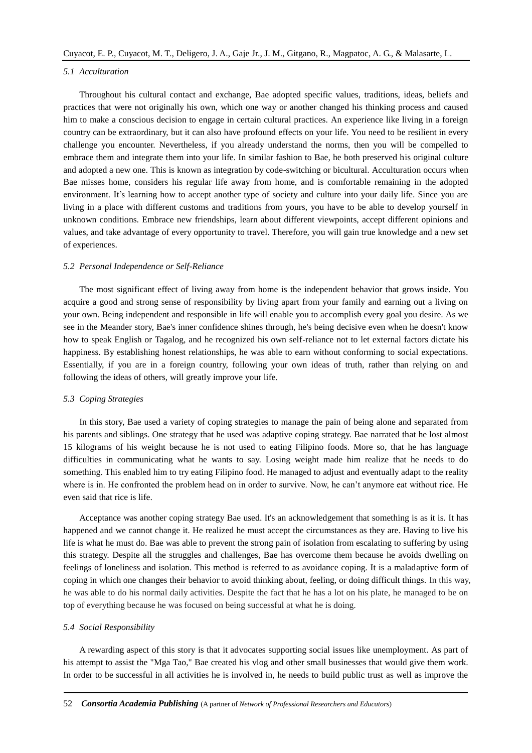### *5.1 Acculturation*

Throughout his cultural contact and exchange, Bae adopted specific values, traditions, ideas, beliefs and practices that were not originally his own, which one way or another changed his thinking process and caused him to make a conscious decision to engage in certain cultural practices. An experience like living in a foreign country can be extraordinary, but it can also have profound effects on your life. You need to be resilient in every challenge you encounter. Nevertheless, if you already understand the norms, then you will be compelled to embrace them and integrate them into your life. In similar fashion to Bae, he both preserved his original culture and adopted a new one. This is known as integration by code-switching or bicultural. Acculturation occurs when Bae misses home, considers his regular life away from home, and is comfortable remaining in the adopted environment. It's learning how to accept another type of society and culture into your daily life. Since you are living in a place with different customs and traditions from yours, you have to be able to develop yourself in unknown conditions. Embrace new friendships, learn about different viewpoints, accept different opinions and values, and take advantage of every opportunity to travel. Therefore, you will gain true knowledge and a new set of experiences.

### *5.2 Personal Independence or Self-Reliance*

The most significant effect of living away from home is the independent behavior that grows inside. You acquire a good and strong sense of responsibility by living apart from your family and earning out a living on your own. Being independent and responsible in life will enable you to accomplish every goal you desire. As we see in the Meander story, Bae's inner confidence shines through, he's being decisive even when he doesn't know how to speak English or Tagalog, and he recognized his own self-reliance not to let external factors dictate his happiness. By establishing honest relationships, he was able to earn without conforming to social expectations. Essentially, if you are in a foreign country, following your own ideas of truth, rather than relying on and following the ideas of others, will greatly improve your life.

### *5.3 Coping Strategies*

In this story, Bae used a variety of coping strategies to manage the pain of being alone and separated from his parents and siblings. One strategy that he used was adaptive coping strategy. Bae narrated that he lost almost 15 kilograms of his weight because he is not used to eating Filipino foods. More so, that he has language difficulties in communicating what he wants to say. Losing weight made him realize that he needs to do something. This enabled him to try eating Filipino food. He managed to adjust and eventually adapt to the reality where is in. He confronted the problem head on in order to survive. Now, he can't anymore eat without rice. He even said that rice is life.

Acceptance was another coping strategy Bae used. It's an acknowledgement that something is as it is. It has happened and we cannot change it. He realized he must accept the circumstances as they are. Having to live his life is what he must do. Bae was able to prevent the strong pain of isolation from escalating to suffering by using this strategy. Despite all the struggles and challenges, Bae has overcome them because he avoids dwelling on feelings of loneliness and isolation. This method is referred to as avoidance coping. It is a maladaptive form of coping in which one changes their behavior to avoid thinking about, feeling, or doing difficult things. In this way, he was able to do his normal daily activities. Despite the fact that he has a lot on his plate, he managed to be on top of everything because he was focused on being successful at what he is doing.

### *5.4 Social Responsibility*

A rewarding aspect of this story is that it advocates supporting social issues like unemployment. As part of his attempt to assist the "Mga Tao," Bae created his vlog and other small businesses that would give them work. In order to be successful in all activities he is involved in, he needs to build public trust as well as improve the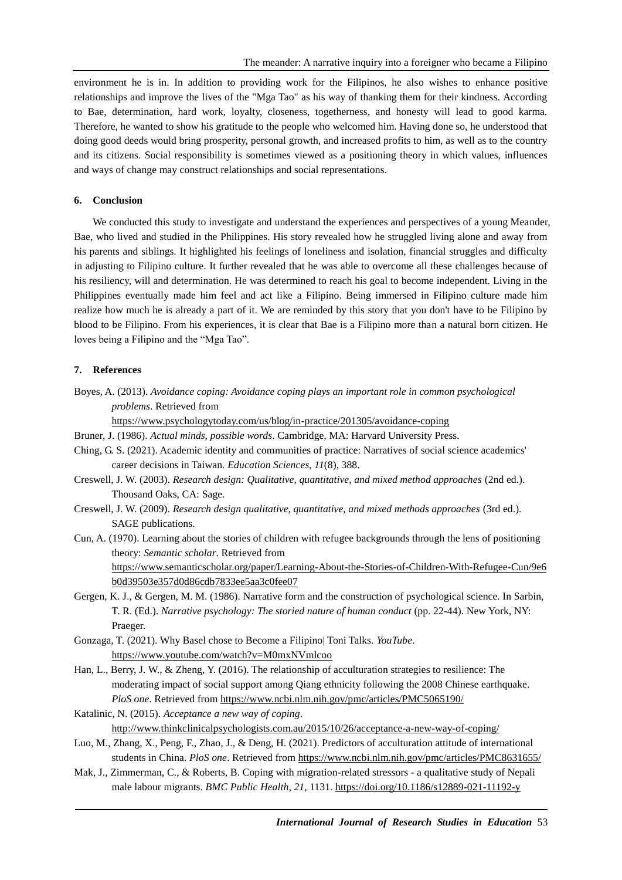environment he is in. In addition to providing work for the Filipinos, he also wishes to enhance positive relationships and improve the lives of the "Mga Tao" as his way of thanking them for their kindness. According to Bae, determination, hard work, loyalty, closeness, togetherness, and honesty will lead to good karma. Therefore, he wanted to show his gratitude to the people who welcomed him. Having done so, he understood that doing good deeds would bring prosperity, personal growth, and increased profits to him, as well as to the country and its citizens. Social responsibility is sometimes viewed as a positioning theory in which values, influences and ways of change may construct relationships and social representations.

## 6. Conclusion

We conducted this study to investigate and understand the experiences and perspectives of a young Meander, Bae, who lived and studied in the Philippines. His story revealed how he struggled living alone and away from his parents and siblings. It highlighted his feelings of loneliness and isolation, financial struggles and difficulty in adjusting to Filipino culture. It further revealed that he was able to overcome all these challenges because of his resiliency, will and determination. He was determined to reach his goal to become independent. Living in the Philippines eventually made him feel and act like a Filipino. Being immersed in Filipino culture made him realize how much he is already a part of it. We are reminded by this story that you don't have to be Filipino by blood to be Filipino. From his experiences, it is clear that Bae is a Filipino more than a natural born citizen. He loves being a Filipino and the "Mga Tao".

## 7. References

Boyes, A. (2013). *Avoidance coping: Avoidance coping plays an important role in common psychological problems*. Retrieved from https://www.psychologytoday.com/us/blog/in-practice/201305/avoidance-coping

Bruner, J. (1986). *Actual minds, possible words*. Cambridge, MA: Harvard University Press.

Ching, G. S. (2021). Academic identity and communities of practice: Narratives of social science academics' career decisions in Taiwan. *Education Sciences, 11*(8), 388.

Creswell, J. W. (2003). *Research design: Qualitative, quantitative, and mixed method approaches* (2nd ed.). Thousand Oaks, CA: Sage.

Creswell, J. W. (2009). *Research design qualitative, quantitative, and mixed methods approaches* (3rd ed.). SAGE publications.

Cun, A. (1970). Learning about the stories of children with refugee backgrounds through the lens of positioning theory: *Semantic scholar*. Retrieved from https://www.semanticscholar.org/paper/Learning-About-the-Stories-of-Children-With-Refugee-Cun/9e6b0d39503e357d0d86cdb7833ee5aa3c0fee07

Gergen, K. J., & Gergen, M. M. (1986). Narrative form and the construction of psychological science. In Sarbin, T. R. (Ed.). *Narrative psychology: The storied nature of human conduct* (pp. 22-44). New York, NY: Praeger.

Gonzaga, T. (2021). Why Basel chose to Become a Filipino| Toni Talks. *YouTube*. https://www.youtube.com/watch?v=M0mxNVmlcoo

Han, L., Berry, J. W., & Zheng, Y. (2016). The relationship of acculturation strategies to resilience: The moderating impact of social support among Qiang ethnicity following the 2008 Chinese earthquake. *PloS one*. Retrieved from https://www.ncbi.nlm.nih.gov/pmc/articles/PMC5065190/

Katalinic, N. (2015). *Acceptance a new way of coping*. http://www.thinkclinicalpsychologists.com.au/2015/10/26/acceptance-a-new-way-of-coping/

Luo, M., Zhang, X., Peng, F., Zhao, J., & Deng, H. (2021). Predictors of acculturation attitude of international students in China. *PloS one*. Retrieved from https://www.ncbi.nlm.nih.gov/pmc/articles/PMC8631655/

Mak, J., Zimmerman, C., & Roberts, B. Coping with migration-related stressors - a qualitative study of Nepali male labour migrants. *BMC Public Health, 21*, 1131. https://doi.org/10.1186/s12889-021-11192-y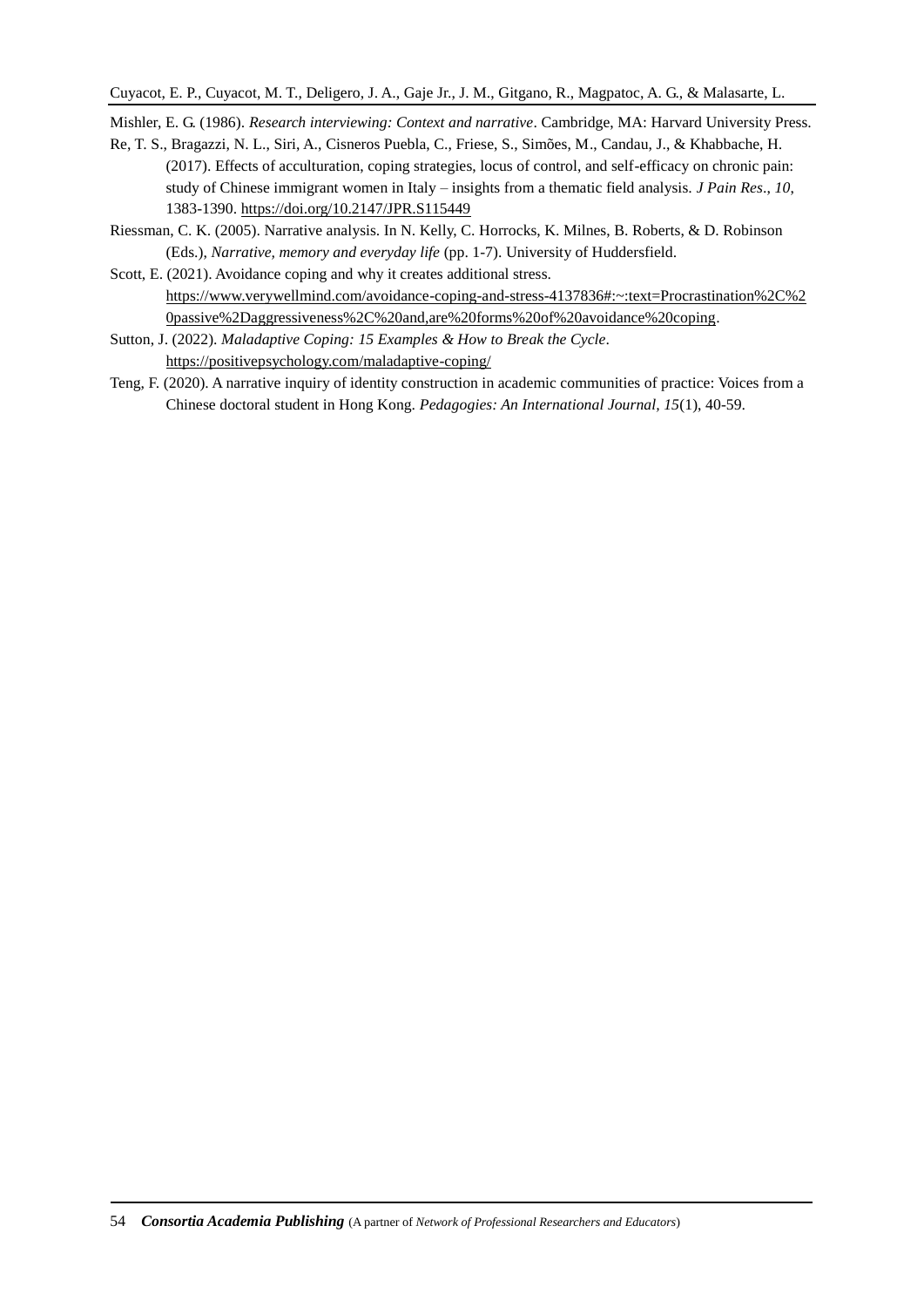Mishler, E. G. (1986). *Research interviewing: Context and narrative*. Cambridge, MA: Harvard University Press.

Re, T. S., Bragazzi, N. L., Siri, A., Cisneros Puebla, C., Friese, S., Simões, M., Candau, J., & Khabbache, H. (2017). Effects of acculturation, coping strategies, locus of control, and self-efficacy on chronic pain: study of Chinese immigrant women in Italy – insights from a thematic field analysis. *J Pain Res*., *10*, 1383-1390. https://doi.org/10.2147/JPR.S115449

Riessman, C. K. (2005). Narrative analysis. In N. Kelly, C. Horrocks, K. Milnes, B. Roberts, & D. Robinson (Eds.), *Narrative, memory and everyday life* (pp. 1-7). University of Huddersfield.

Scott, E. (2021). Avoidance coping and why it creates additional stress. https://www.verywellmind.com/avoidance-coping-and-stress-4137836#:~:text=Procrastination%2C%20passive%2Daggressiveness%2C%20and,are%20forms%20of%20avoidance%20coping.

Sutton, J. (2022). *Maladaptive Coping: 15 Examples & How to Break the Cycle*. https://positivepsychology.com/maladaptive-coping/

Teng, F. (2020). A narrative inquiry of identity construction in academic communities of practice: Voices from a Chinese doctoral student in Hong Kong. *Pedagogies: An International Journal, 15*(1), 40-59.